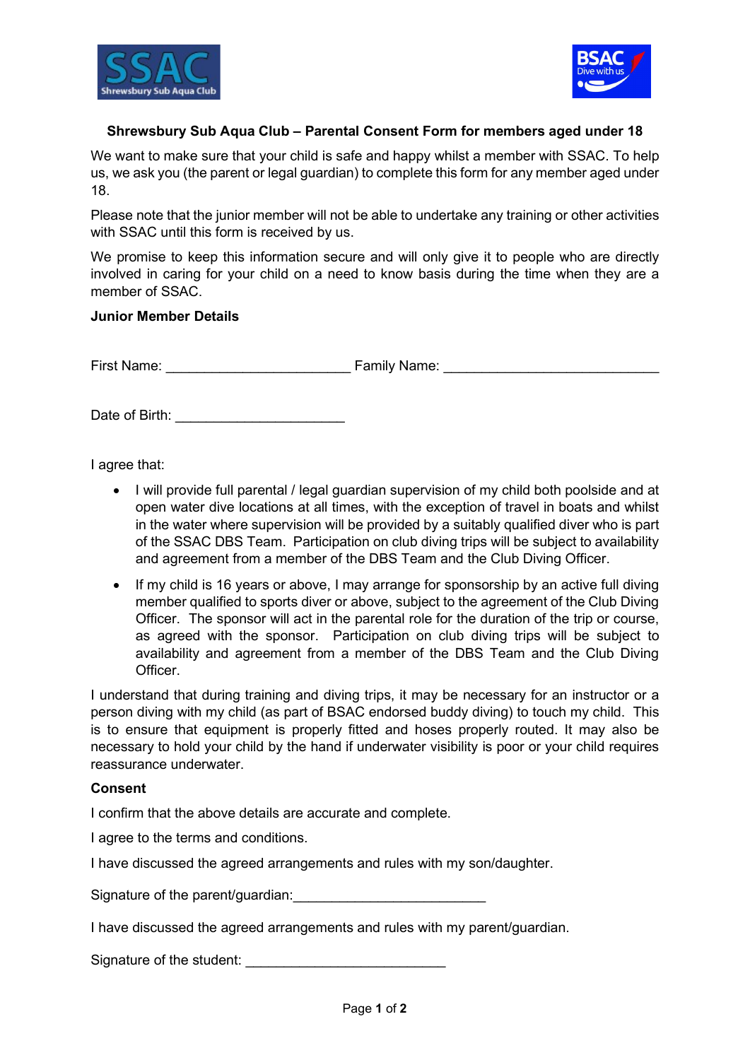## Shrewsbury Sub Aqua Club – Parental Consent Form for members aged under 18

We want to make sure that your child is safe and happy whilst a member with SSAC. To help us, we ask you (the parent or legal guardian) to complete this form for any member aged under 18.

Please note that the junior member will not be able to undertake any training or other activities with SSAC until this form is received by us.

We promise to keep this information secure and will only give it to people who are directly involved in caring for your child on a need to know basis during the time when they are a member of SSAC.

**Junior Member Details**

First Name: ________________________ Family Name: ____________________________

Date of Birth: ______________________

I agree that:

- I will provide full parental / legal guardian supervision of my child both poolside and at open water dive locations at all times, with the exception of travel in boats and whilst in the water where supervision will be provided by a suitably qualified diver who is part of the SSAC DBS Team. Participation on club diving trips will be subject to availability and agreement from a member of the DBS Team and the Club Diving Officer.
- If my child is 16 years or above, I may arrange for sponsorship by an active full diving member qualified to sports diver or above, subject to the agreement of the Club Diving Officer. The sponsor will act in the parental role for the duration of the trip or course, as agreed with the sponsor. Participation on club diving trips will be subject to availability and agreement from a member of the DBS Team and the Club Diving Officer.

I understand that during training and diving trips, it may be necessary for an instructor or a person diving with my child (as part of BSAC endorsed buddy diving) to touch my child. This is to ensure that equipment is properly fitted and hoses properly routed. It may also be necessary to hold your child by the hand if underwater visibility is poor or your child requires reassurance underwater.

**Consent**

I confirm that the above details are accurate and complete.

I agree to the terms and conditions.

I have discussed the agreed arrangements and rules with my son/daughter.

Signature of the parent/guardian:_________________________

I have discussed the agreed arrangements and rules with my parent/guardian.

Signature of the student: __________________________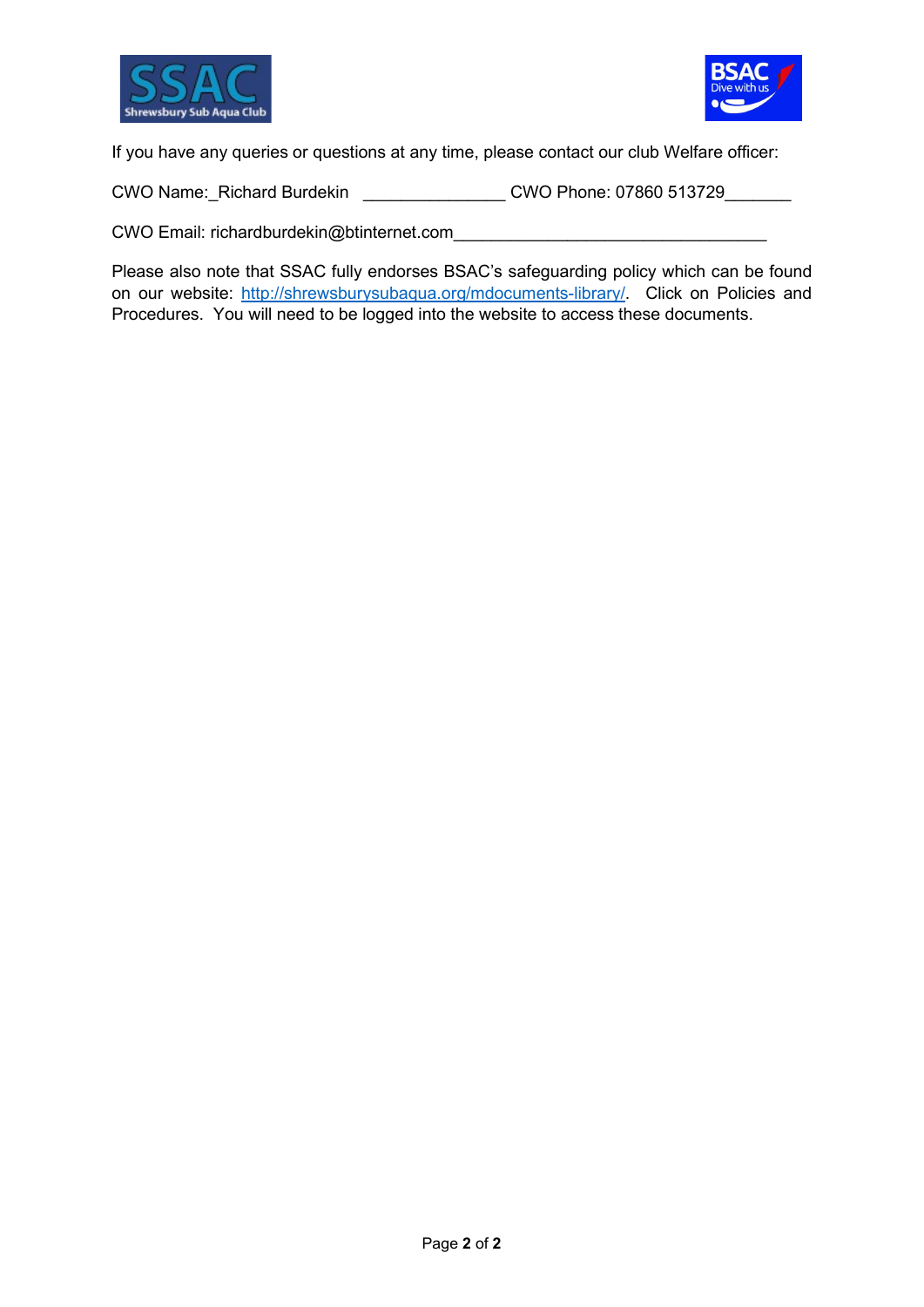If you have any queries or questions at any time, please contact our club Welfare officer:

CWO Name:_Richard Burdekin _______________ CWO Phone: 07860 513729_______

CWO Email: richardburdekin@btinternet.com_________________________________

Please also note that SSAC fully endorses BSAC's safeguarding policy which can be found on our website: http://shrewsburysubaqua.org/mdocuments-library/. Click on Policies and Procedures. You will need to be logged into the website to access these documents.